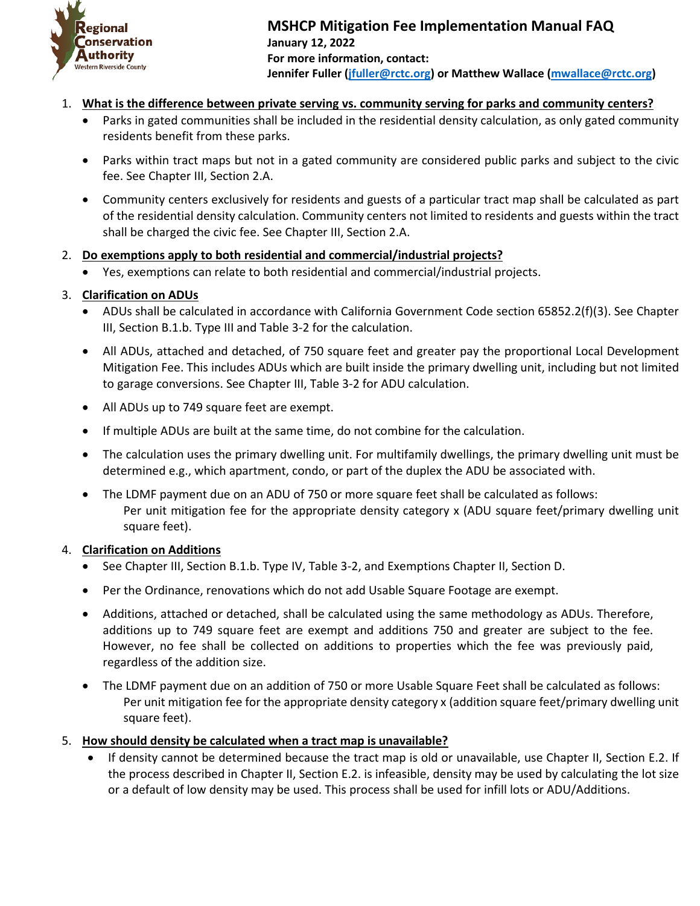Regional Conservation Authority
Western Riverside County

# MSHCP Mitigation Fee Implementation Manual FAQ

**January 12, 2022**
**For more information, contact:**
**Jennifer Fuller (jfuller@rctc.org) or Matthew Wallace (mwallace@rctc.org)**

1. **What is the difference between private serving vs. community serving for parks and community centers?**
   - Parks in gated communities shall be included in the residential density calculation, as only gated community residents benefit from these parks.
   - Parks within tract maps but not in a gated community are considered public parks and subject to the civic fee. See Chapter III, Section 2.A.
   - Community centers exclusively for residents and guests of a particular tract map shall be calculated as part of the residential density calculation. Community centers not limited to residents and guests within the tract shall be charged the civic fee. See Chapter III, Section 2.A.

2. **Do exemptions apply to both residential and commercial/industrial projects?**
   - Yes, exemptions can relate to both residential and commercial/industrial projects.

3. **Clarification on ADUs**
   - ADUs shall be calculated in accordance with California Government Code section 65852.2(f)(3). See Chapter III, Section B.1.b. Type III and Table 3-2 for the calculation.
   - All ADUs, attached and detached, of 750 square feet and greater pay the proportional Local Development Mitigation Fee. This includes ADUs which are built inside the primary dwelling unit, including but not limited to garage conversions. See Chapter III, Table 3-2 for ADU calculation.
   - All ADUs up to 749 square feet are exempt.
   - If multiple ADUs are built at the same time, do not combine for the calculation.
   - The calculation uses the primary dwelling unit. For multifamily dwellings, the primary dwelling unit must be determined e.g., which apartment, condo, or part of the duplex the ADU be associated with.
   - The LDMF payment due on an ADU of 750 or more square feet shall be calculated as follows:
     Per unit mitigation fee for the appropriate density category x (ADU square feet/primary dwelling unit square feet).

4. **Clarification on Additions**
   - See Chapter III, Section B.1.b. Type IV, Table 3-2, and Exemptions Chapter II, Section D.
   - Per the Ordinance, renovations which do not add Usable Square Footage are exempt.
   - Additions, attached or detached, shall be calculated using the same methodology as ADUs. Therefore, additions up to 749 square feet are exempt and additions 750 and greater are subject to the fee. However, no fee shall be collected on additions to properties which the fee was previously paid, regardless of the addition size.
   - The LDMF payment due on an addition of 750 or more Usable Square Feet shall be calculated as follows:
     Per unit mitigation fee for the appropriate density category x (addition square feet/primary dwelling unit square feet).

5. **How should density be calculated when a tract map is unavailable?**
   - If density cannot be determined because the tract map is old or unavailable, use Chapter II, Section E.2. If the process described in Chapter II, Section E.2. is infeasible, density may be used by calculating the lot size or a default of low density may be used. This process shall be used for infill lots or ADU/Additions.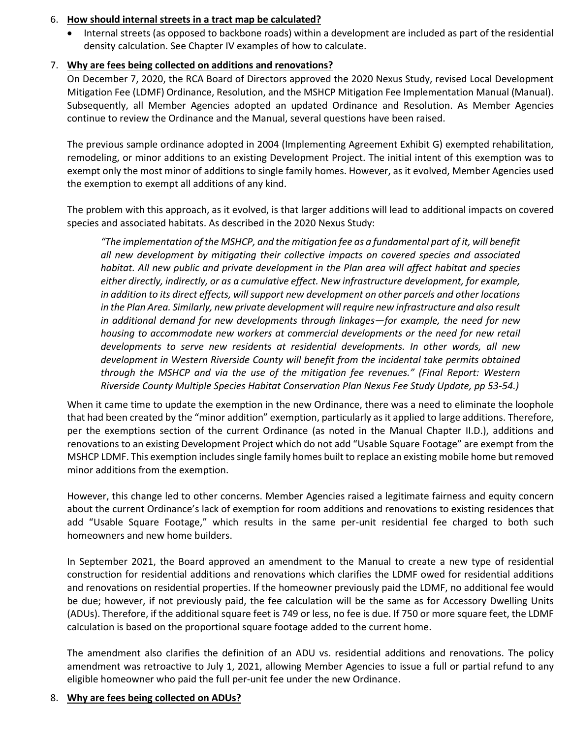6. **How should internal streets in a tract map be calculated?**
   - Internal streets (as opposed to backbone roads) within a development are included as part of the residential density calculation. See Chapter IV examples of how to calculate.

7. **Why are fees being collected on additions and renovations?**

   On December 7, 2020, the RCA Board of Directors approved the 2020 Nexus Study, revised Local Development Mitigation Fee (LDMF) Ordinance, Resolution, and the MSHCP Mitigation Fee Implementation Manual (Manual). Subsequently, all Member Agencies adopted an updated Ordinance and Resolution. As Member Agencies continue to review the Ordinance and the Manual, several questions have been raised.

   The previous sample ordinance adopted in 2004 (Implementing Agreement Exhibit G) exempted rehabilitation, remodeling, or minor additions to an existing Development Project. The initial intent of this exemption was to exempt only the most minor of additions to single family homes. However, as it evolved, Member Agencies used the exemption to exempt all additions of any kind.

   The problem with this approach, as it evolved, is that larger additions will lead to additional impacts on covered species and associated habitats. As described in the 2020 Nexus Study:

   > *"The implementation of the MSHCP, and the mitigation fee as a fundamental part of it, will benefit all new development by mitigating their collective impacts on covered species and associated habitat. All new public and private development in the Plan area will affect habitat and species either directly, indirectly, or as a cumulative effect. New infrastructure development, for example, in addition to its direct effects, will support new development on other parcels and other locations in the Plan Area. Similarly, new private development will require new infrastructure and also result in additional demand for new developments through linkages—for example, the need for new housing to accommodate new workers at commercial developments or the need for new retail developments to serve new residents at residential developments. In other words, all new development in Western Riverside County will benefit from the incidental take permits obtained through the MSHCP and via the use of the mitigation fee revenues." (Final Report: Western Riverside County Multiple Species Habitat Conservation Plan Nexus Fee Study Update, pp 53-54.)*

   When it came time to update the exemption in the new Ordinance, there was a need to eliminate the loophole that had been created by the "minor addition" exemption, particularly as it applied to large additions. Therefore, per the exemptions section of the current Ordinance (as noted in the Manual Chapter II.D.), additions and renovations to an existing Development Project which do not add "Usable Square Footage" are exempt from the MSHCP LDMF. This exemption includes single family homes built to replace an existing mobile home but removed minor additions from the exemption.

   However, this change led to other concerns. Member Agencies raised a legitimate fairness and equity concern about the current Ordinance's lack of exemption for room additions and renovations to existing residences that add "Usable Square Footage," which results in the same per-unit residential fee charged to both such homeowners and new home builders.

   In September 2021, the Board approved an amendment to the Manual to create a new type of residential construction for residential additions and renovations which clarifies the LDMF owed for residential additions and renovations on residential properties. If the homeowner previously paid the LDMF, no additional fee would be due; however, if not previously paid, the fee calculation will be the same as for Accessory Dwelling Units (ADUs). Therefore, if the additional square feet is 749 or less, no fee is due. If 750 or more square feet, the LDMF calculation is based on the proportional square footage added to the current home.

   The amendment also clarifies the definition of an ADU vs. residential additions and renovations. The policy amendment was retroactive to July 1, 2021, allowing Member Agencies to issue a full or partial refund to any eligible homeowner who paid the full per-unit fee under the new Ordinance.

8. **Why are fees being collected on ADUs?**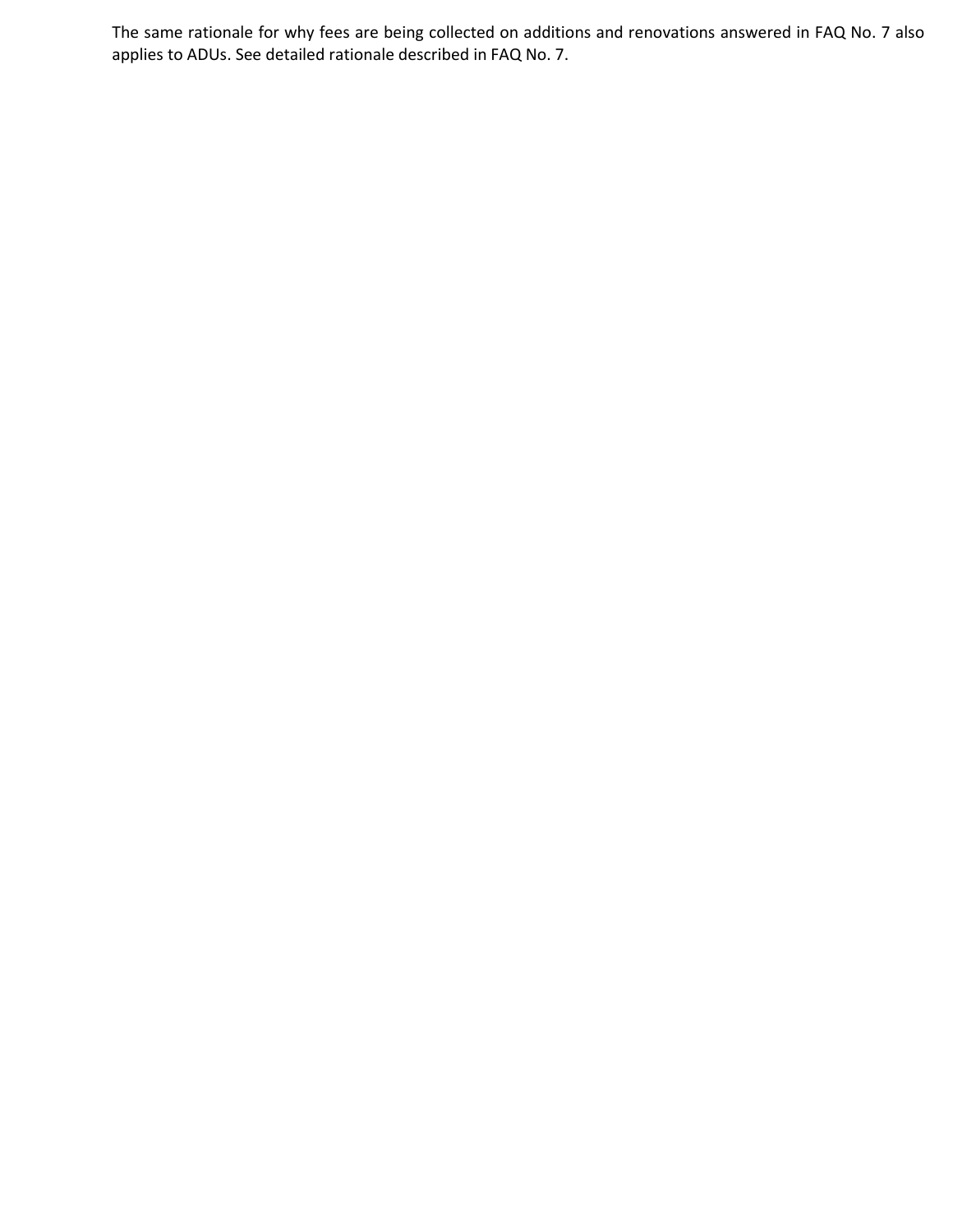The same rationale for why fees are being collected on additions and renovations answered in FAQ No. 7 also applies to ADUs. See detailed rationale described in FAQ No. 7.